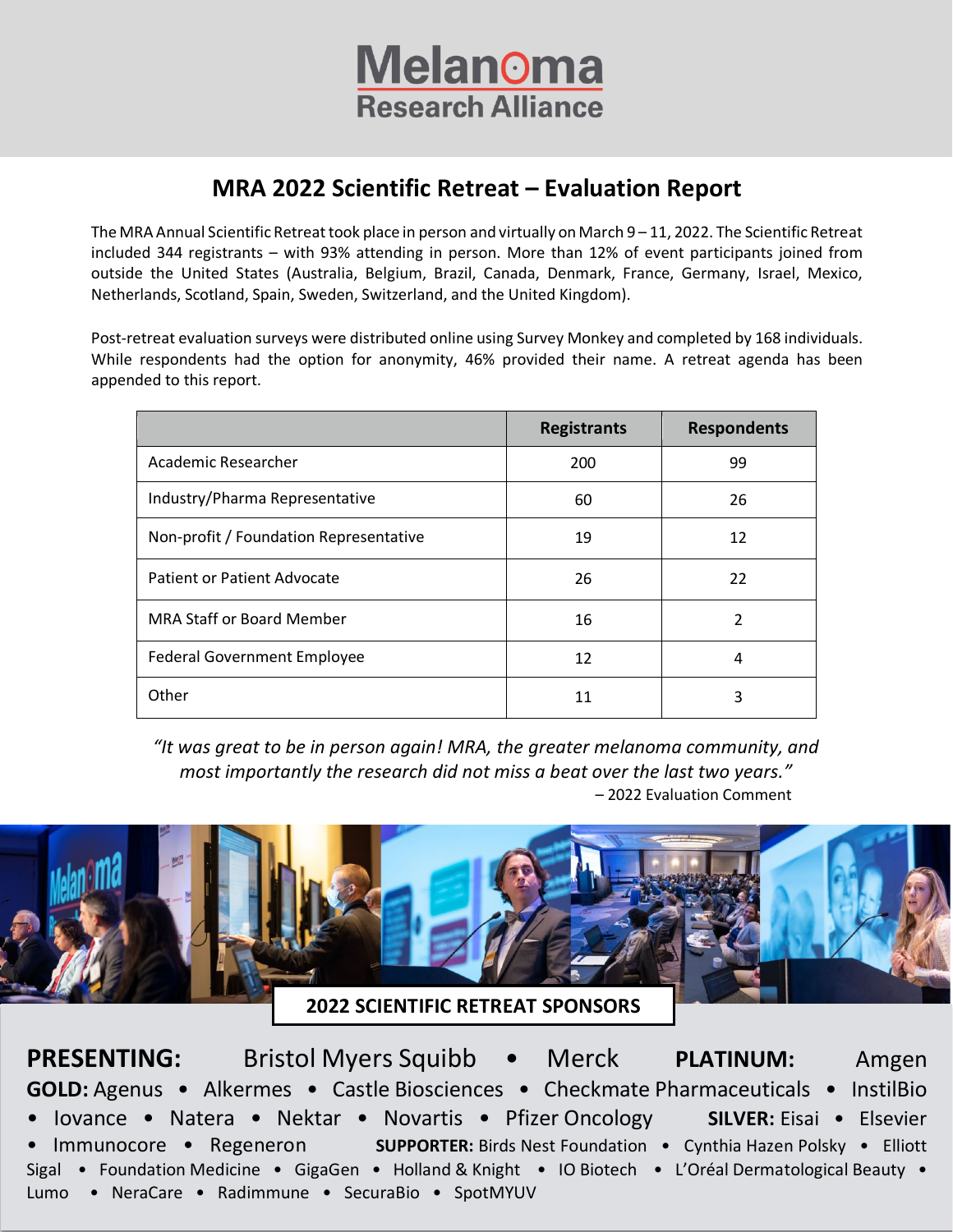# Melanoma Research Alliance

## MRA 2022 Scientific Retreat – Evaluation Report

The MRA Annual Scientific Retreat took place in person and virtually on March 9 – 11, 2022. The Scientific Retreat included 344 registrants – with 93% attending in person. More than 12% of event participants joined from outside the United States (Australia, Belgium, Brazil, Canada, Denmark, France, Germany, Israel, Mexico, Netherlands, Scotland, Spain, Sweden, Switzerland, and the United Kingdom).

Post-retreat evaluation surveys were distributed online using Survey Monkey and completed by 168 individuals. While respondents had the option for anonymity, 46% provided their name. A retreat agenda has been appended to this report.

| | Registrants | Respondents |
|---|---|---|
| Academic Researcher | 200 | 99 |
| Industry/Pharma Representative | 60 | 26 |
| Non-profit / Foundation Representative | 19 | 12 |
| Patient or Patient Advocate | 26 | 22 |
| MRA Staff or Board Member | 16 | 2 |
| Federal Government Employee | 12 | 4 |
| Other | 11 | 3 |

*"It was great to be in person again! MRA, the greater melanoma community, and most importantly the research did not miss a beat over the last two years."*

– 2022 Evaluation Comment

**2022 SCIENTIFIC RETREAT SPONSORS**

**PRESENTING:** Bristol Myers Squibb • Merck **PLATINUM:** Amgen **GOLD:** Agenus • Alkermes • Castle Biosciences • Checkmate Pharmaceuticals • InstilBio • Iovance • Natera • Nektar • Novartis • Pfizer Oncology **SILVER:** Eisai • Elsevier • Immunocore • Regeneron **SUPPORTER:** Birds Nest Foundation • Cynthia Hazen Polsky • Elliott Sigal • Foundation Medicine • GigaGen • Holland & Knight • IO Biotech • L'Oréal Dermatological Beauty • Lumo • NeraCare • Radimmune • SecuraBio • SpotMYUV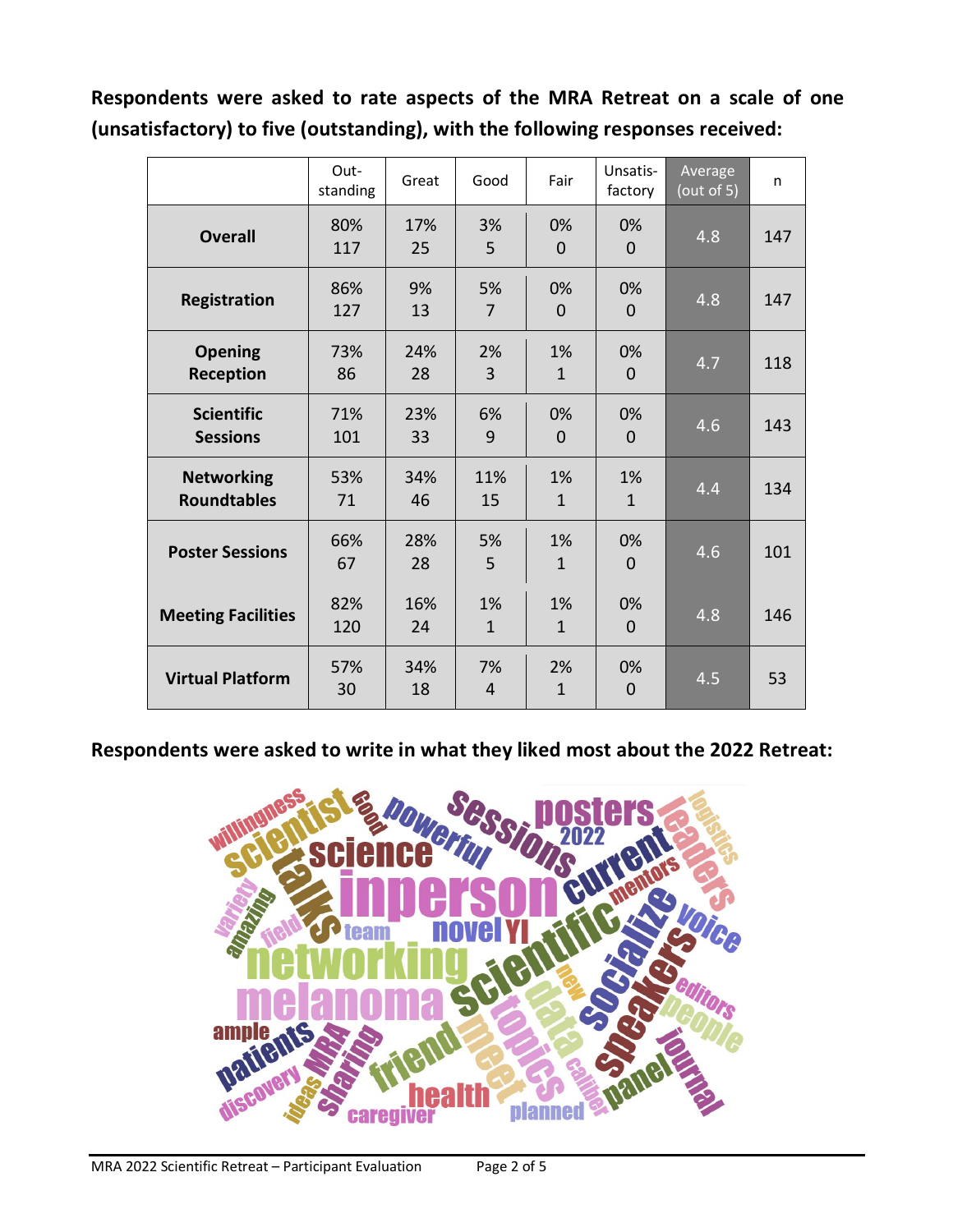**Respondents were asked to rate aspects of the MRA Retreat on a scale of one (unsatisfactory) to five (outstanding), with the following responses received:**

| | Out-standing | Great | Good | Fair | Unsatis-factory | Average (out of 5) | n |
|---|---|---|---|---|---|---|---|
| **Overall** | 80% 117 | 17% 25 | 3% 5 | 0% 0 | 0% 0 | 4.8 | 147 |
| **Registration** | 86% 127 | 9% 13 | 5% 7 | 0% 0 | 0% 0 | 4.8 | 147 |
| **Opening Reception** | 73% 86 | 24% 28 | 2% 3 | 1% 1 | 0% 0 | 4.7 | 118 |
| **Scientific Sessions** | 71% 101 | 23% 33 | 6% 9 | 0% 0 | 0% 0 | 4.6 | 143 |
| **Networking Roundtables** | 53% 71 | 34% 46 | 11% 15 | 1% 1 | 1% 1 | 4.4 | 134 |
| **Poster Sessions** | 66% 67 | 28% 28 | 5% 5 | 1% 1 | 0% 0 | 4.6 | 101 |
| **Meeting Facilities** | 82% 120 | 16% 24 | 1% 1 | 1% 1 | 0% 0 | 4.8 | 146 |
| **Virtual Platform** | 57% 30 | 34% 18 | 7% 4 | 2% 1 | 0% 0 | 4.5 | 53 |

**Respondents were asked to write in what they liked most about the 2022 Retreat:**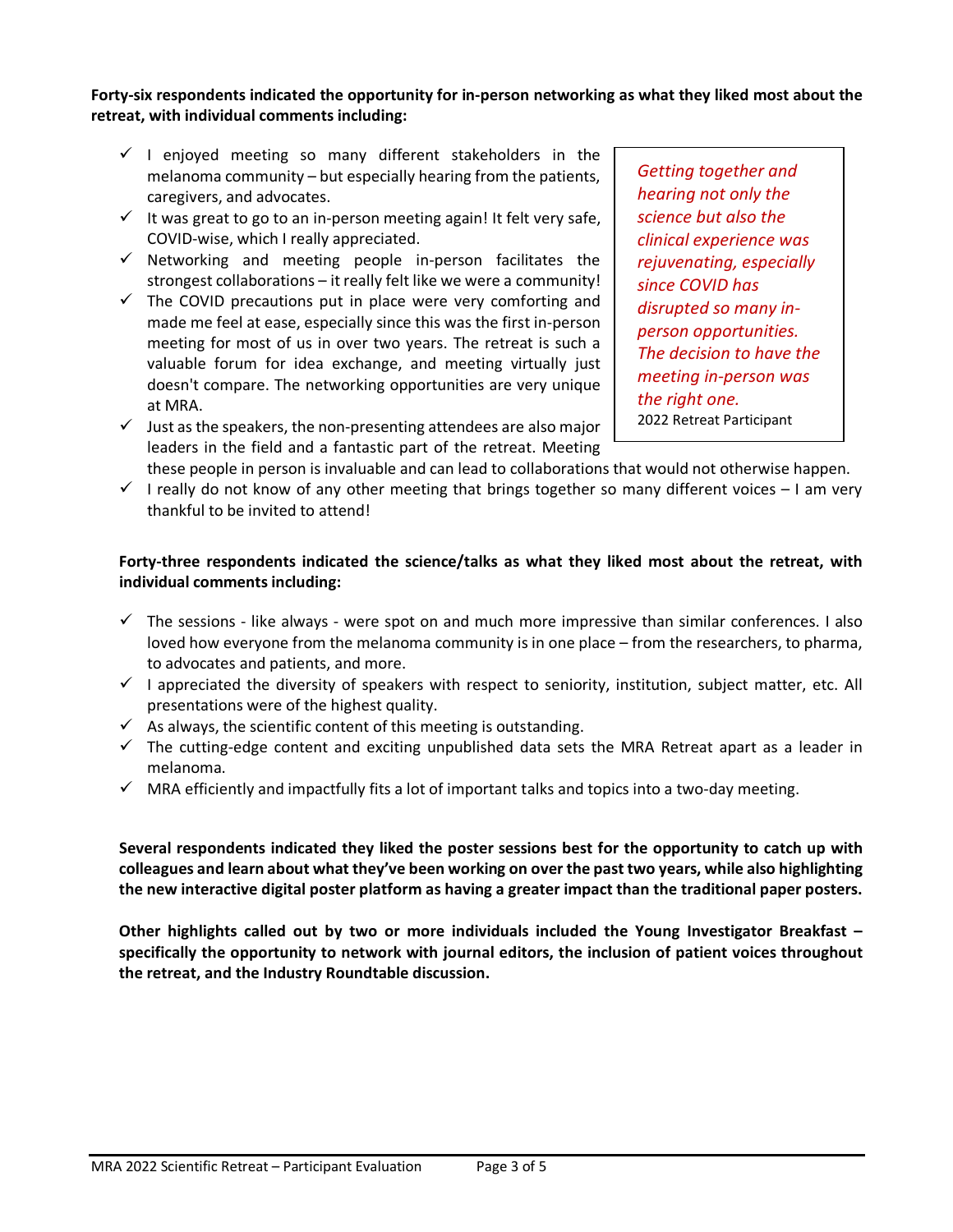**Forty-six respondents indicated the opportunity for in-person networking as what they liked most about the retreat, with individual comments including:**

- ✓ I enjoyed meeting so many different stakeholders in the melanoma community – but especially hearing from the patients, caregivers, and advocates.
- ✓ It was great to go to an in-person meeting again! It felt very safe, COVID-wise, which I really appreciated.
- ✓ Networking and meeting people in-person facilitates the strongest collaborations – it really felt like we were a community!
- ✓ The COVID precautions put in place were very comforting and made me feel at ease, especially since this was the first in-person meeting for most of us in over two years. The retreat is such a valuable forum for idea exchange, and meeting virtually just doesn't compare. The networking opportunities are very unique at MRA.
- ✓ Just as the speakers, the non-presenting attendees are also major leaders in the field and a fantastic part of the retreat. Meeting these people in person is invaluable and can lead to collaborations that would not otherwise happen.
- ✓ I really do not know of any other meeting that brings together so many different voices – I am very thankful to be invited to attend!

> *Getting together and hearing not only the science but also the clinical experience was rejuvenating, especially since COVID has disrupted so many in-person opportunities. The decision to have the meeting in-person was the right one.*
> 2022 Retreat Participant

**Forty-three respondents indicated the science/talks as what they liked most about the retreat, with individual comments including:**

- ✓ The sessions - like always - were spot on and much more impressive than similar conferences. I also loved how everyone from the melanoma community is in one place – from the researchers, to pharma, to advocates and patients, and more.
- ✓ I appreciated the diversity of speakers with respect to seniority, institution, subject matter, etc. All presentations were of the highest quality.
- ✓ As always, the scientific content of this meeting is outstanding.
- ✓ The cutting-edge content and exciting unpublished data sets the MRA Retreat apart as a leader in melanoma.
- ✓ MRA efficiently and impactfully fits a lot of important talks and topics into a two-day meeting.

**Several respondents indicated they liked the poster sessions best for the opportunity to catch up with colleagues and learn about what they've been working on over the past two years, while also highlighting the new interactive digital poster platform as having a greater impact than the traditional paper posters.**

**Other highlights called out by two or more individuals included the Young Investigator Breakfast – specifically the opportunity to network with journal editors, the inclusion of patient voices throughout the retreat, and the Industry Roundtable discussion.**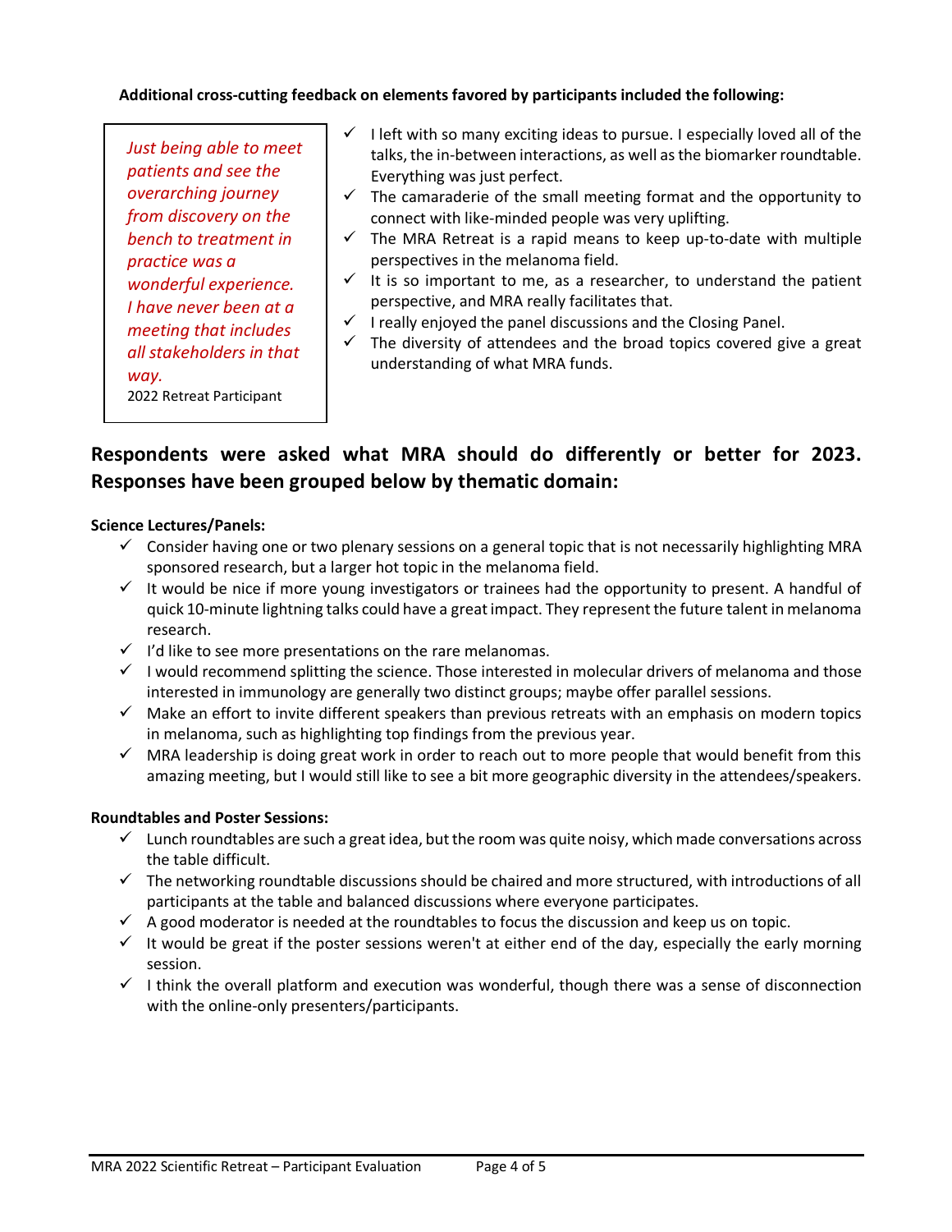**Additional cross-cutting feedback on elements favored by participants included the following:**

> *Just being able to meet patients and see the overarching journey from discovery on the bench to treatment in practice was a wonderful experience. I have never been at a meeting that includes all stakeholders in that way.*
>
> 2022 Retreat Participant

- ✓ I left with so many exciting ideas to pursue. I especially loved all of the talks, the in-between interactions, as well as the biomarker roundtable. Everything was just perfect.
- ✓ The camaraderie of the small meeting format and the opportunity to connect with like-minded people was very uplifting.
- ✓ The MRA Retreat is a rapid means to keep up-to-date with multiple perspectives in the melanoma field.
- ✓ It is so important to me, as a researcher, to understand the patient perspective, and MRA really facilitates that.
- ✓ I really enjoyed the panel discussions and the Closing Panel.
- ✓ The diversity of attendees and the broad topics covered give a great understanding of what MRA funds.

## Respondents were asked what MRA should do differently or better for 2023. Responses have been grouped below by thematic domain:

**Science Lectures/Panels:**

- ✓ Consider having one or two plenary sessions on a general topic that is not necessarily highlighting MRA sponsored research, but a larger hot topic in the melanoma field.
- ✓ It would be nice if more young investigators or trainees had the opportunity to present. A handful of quick 10-minute lightning talks could have a great impact. They represent the future talent in melanoma research.
- ✓ I'd like to see more presentations on the rare melanomas.
- ✓ I would recommend splitting the science. Those interested in molecular drivers of melanoma and those interested in immunology are generally two distinct groups; maybe offer parallel sessions.
- ✓ Make an effort to invite different speakers than previous retreats with an emphasis on modern topics in melanoma, such as highlighting top findings from the previous year.
- ✓ MRA leadership is doing great work in order to reach out to more people that would benefit from this amazing meeting, but I would still like to see a bit more geographic diversity in the attendees/speakers.

**Roundtables and Poster Sessions:**

- ✓ Lunch roundtables are such a great idea, but the room was quite noisy, which made conversations across the table difficult.
- ✓ The networking roundtable discussions should be chaired and more structured, with introductions of all participants at the table and balanced discussions where everyone participates.
- ✓ A good moderator is needed at the roundtables to focus the discussion and keep us on topic.
- ✓ It would be great if the poster sessions weren't at either end of the day, especially the early morning session.
- ✓ I think the overall platform and execution was wonderful, though there was a sense of disconnection with the online-only presenters/participants.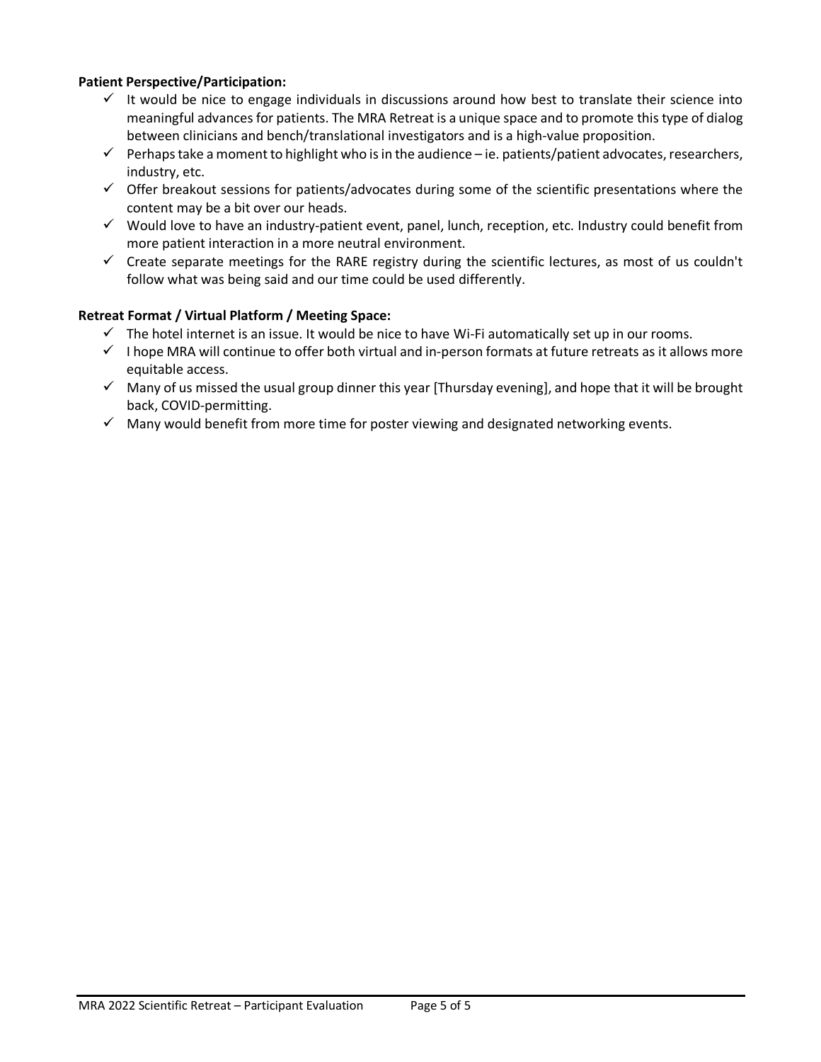**Patient Perspective/Participation:**

- ✓ It would be nice to engage individuals in discussions around how best to translate their science into meaningful advances for patients. The MRA Retreat is a unique space and to promote this type of dialog between clinicians and bench/translational investigators and is a high-value proposition.
- ✓ Perhaps take a moment to highlight who is in the audience – ie. patients/patient advocates, researchers, industry, etc.
- ✓ Offer breakout sessions for patients/advocates during some of the scientific presentations where the content may be a bit over our heads.
- ✓ Would love to have an industry-patient event, panel, lunch, reception, etc. Industry could benefit from more patient interaction in a more neutral environment.
- ✓ Create separate meetings for the RARE registry during the scientific lectures, as most of us couldn't follow what was being said and our time could be used differently.

**Retreat Format / Virtual Platform / Meeting Space:**

- ✓ The hotel internet is an issue. It would be nice to have Wi-Fi automatically set up in our rooms.
- ✓ I hope MRA will continue to offer both virtual and in-person formats at future retreats as it allows more equitable access.
- ✓ Many of us missed the usual group dinner this year [Thursday evening], and hope that it will be brought back, COVID-permitting.
- ✓ Many would benefit from more time for poster viewing and designated networking events.